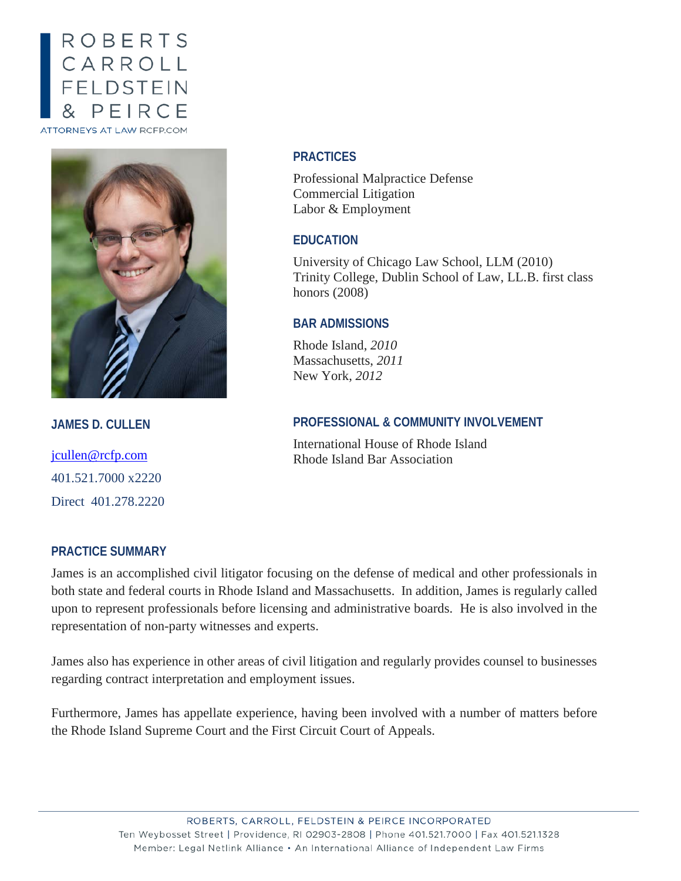ROBERTS
CARROLL
FELDSTEIN
& PEIRCE

ATTORNEYS AT LAW RCFP.COM

## JAMES D. CULLEN

jcullen@rcfp.com

401.521.7000 x2220

Direct 401.278.2220

### PRACTICES

Professional Malpractice Defense
Commercial Litigation
Labor & Employment

### EDUCATION

University of Chicago Law School, LLM (2010)
Trinity College, Dublin School of Law, LL.B. first class honors (2008)

### BAR ADMISSIONS

Rhode Island, *2010*
Massachusetts, *2011*
New York, *2012*

### PROFESSIONAL & COMMUNITY INVOLVEMENT

International House of Rhode Island
Rhode Island Bar Association

### PRACTICE SUMMARY

James is an accomplished civil litigator focusing on the defense of medical and other professionals in both state and federal courts in Rhode Island and Massachusetts. In addition, James is regularly called upon to represent professionals before licensing and administrative boards. He is also involved in the representation of non-party witnesses and experts.

James also has experience in other areas of civil litigation and regularly provides counsel to businesses regarding contract interpretation and employment issues.

Furthermore, James has appellate experience, having been involved with a number of matters before the Rhode Island Supreme Court and the First Circuit Court of Appeals.

ROBERTS, CARROLL, FELDSTEIN & PEIRCE INCORPORATED
Ten Weybosset Street | Providence, RI 02903-2808 | Phone 401.521.7000 | Fax 401.521.1328
Member: Legal Netlink Alliance • An International Alliance of Independent Law Firms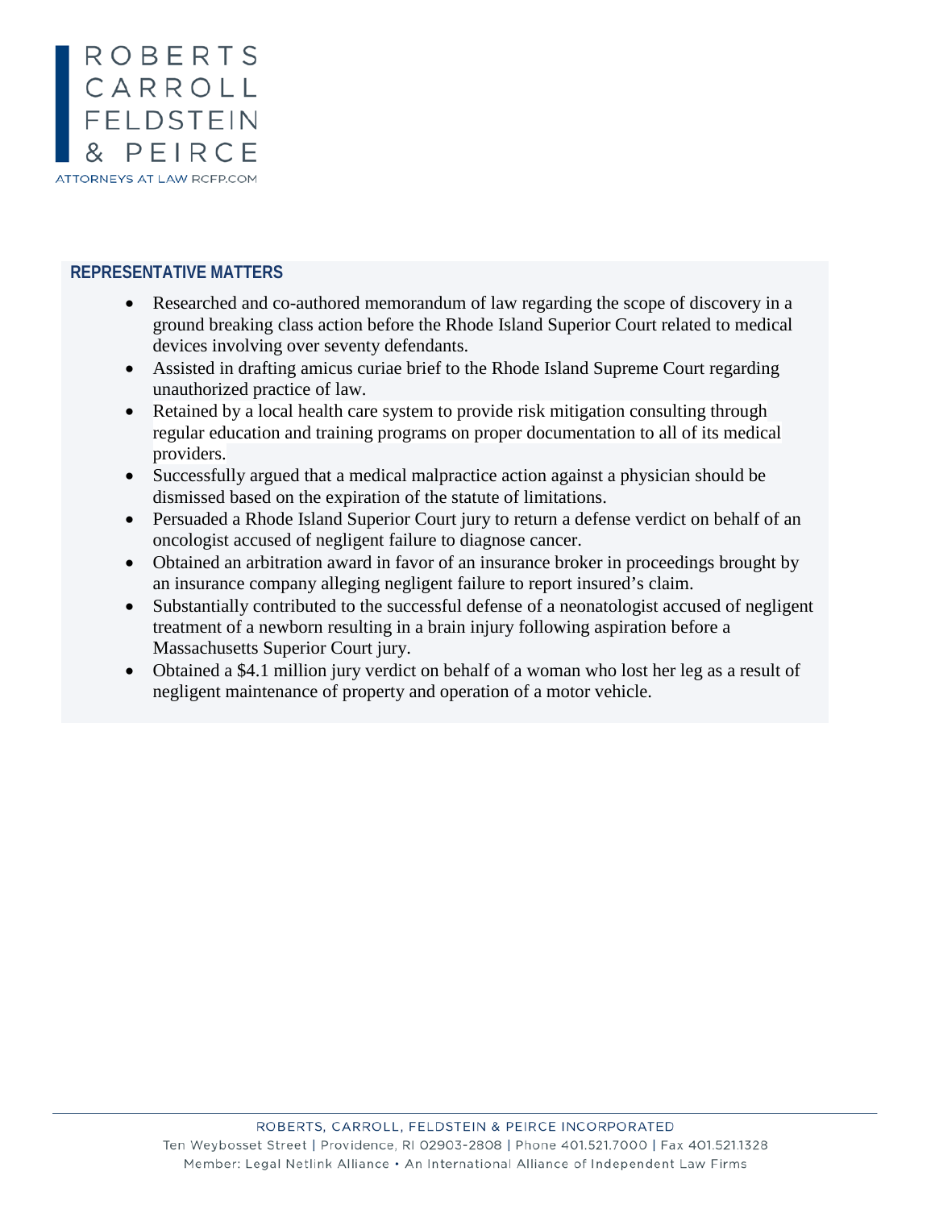## REPRESENTATIVE MATTERS

- Researched and co-authored memorandum of law regarding the scope of discovery in a ground breaking class action before the Rhode Island Superior Court related to medical devices involving over seventy defendants.
- Assisted in drafting amicus curiae brief to the Rhode Island Supreme Court regarding unauthorized practice of law.
- Retained by a local health care system to provide risk mitigation consulting through regular education and training programs on proper documentation to all of its medical providers.
- Successfully argued that a medical malpractice action against a physician should be dismissed based on the expiration of the statute of limitations.
- Persuaded a Rhode Island Superior Court jury to return a defense verdict on behalf of an oncologist accused of negligent failure to diagnose cancer.
- Obtained an arbitration award in favor of an insurance broker in proceedings brought by an insurance company alleging negligent failure to report insured's claim.
- Substantially contributed to the successful defense of a neonatologist accused of negligent treatment of a newborn resulting in a brain injury following aspiration before a Massachusetts Superior Court jury.
- Obtained a $4.1 million jury verdict on behalf of a woman who lost her leg as a result of negligent maintenance of property and operation of a motor vehicle.